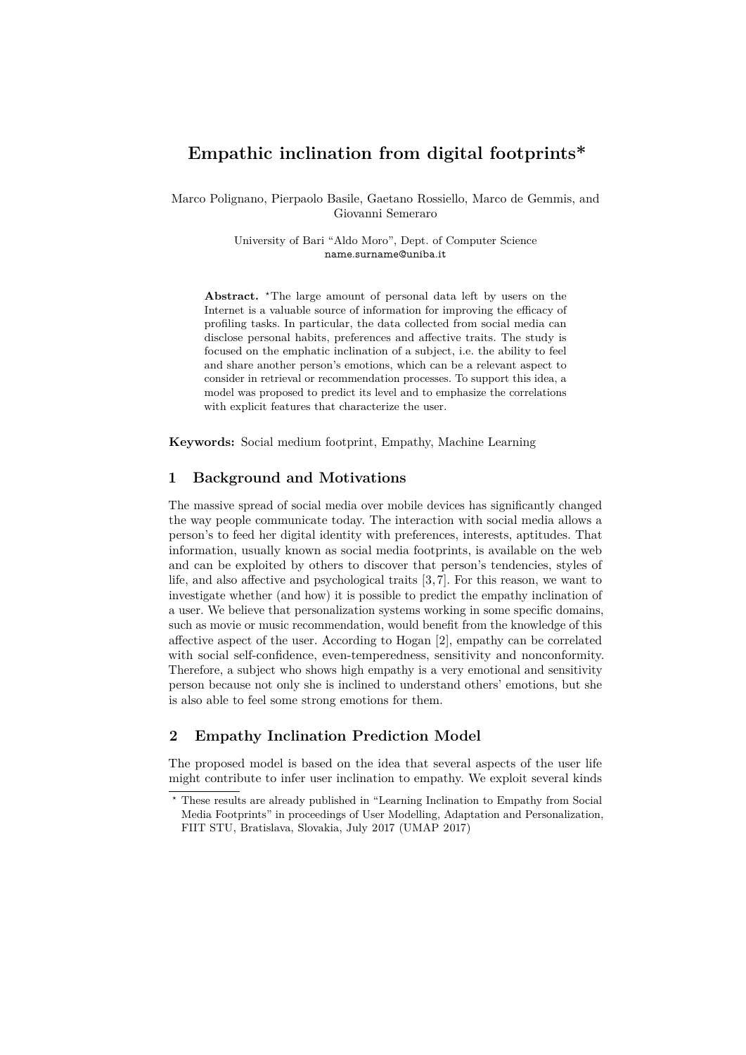# Empathic inclination from digital footprints*

Marco Polignano, Pierpaolo Basile, Gaetano Rossiello, Marco de Gemmis, and Giovanni Semeraro

University of Bari "Aldo Moro", Dept. of Computer Science
name.surname@uniba.it

**Abstract.** *The large amount of personal data left by users on the Internet is a valuable source of information for improving the efficacy of profiling tasks. In particular, the data collected from social media can disclose personal habits, preferences and affective traits. The study is focused on the emphatic inclination of a subject, i.e. the ability to feel and share another person's emotions, which can be a relevant aspect to consider in retrieval or recommendation processes. To support this idea, a model was proposed to predict its level and to emphasize the correlations with explicit features that characterize the user.

**Keywords:** Social medium footprint, Empathy, Machine Learning

## 1 Background and Motivations

The massive spread of social media over mobile devices has significantly changed the way people communicate today. The interaction with social media allows a person's to feed her digital identity with preferences, interests, aptitudes. That information, usually known as social media footprints, is available on the web and can be exploited by others to discover that person's tendencies, styles of life, and also affective and psychological traits [3,7]. For this reason, we want to investigate whether (and how) it is possible to predict the empathy inclination of a user. We believe that personalization systems working in some specific domains, such as movie or music recommendation, would benefit from the knowledge of this affective aspect of the user. According to Hogan [2], empathy can be correlated with social self-confidence, even-temperedness, sensitivity and nonconformity. Therefore, a subject who shows high empathy is a very emotional and sensitivity person because not only she is inclined to understand others' emotions, but she is also able to feel some strong emotions for them.

## 2 Empathy Inclination Prediction Model

The proposed model is based on the idea that several aspects of the user life might contribute to infer user inclination to empathy. We exploit several kinds

* These results are already published in "Learning Inclination to Empathy from Social Media Footprints" in proceedings of User Modelling, Adaptation and Personalization, FIIT STU, Bratislava, Slovakia, July 2017 (UMAP 2017)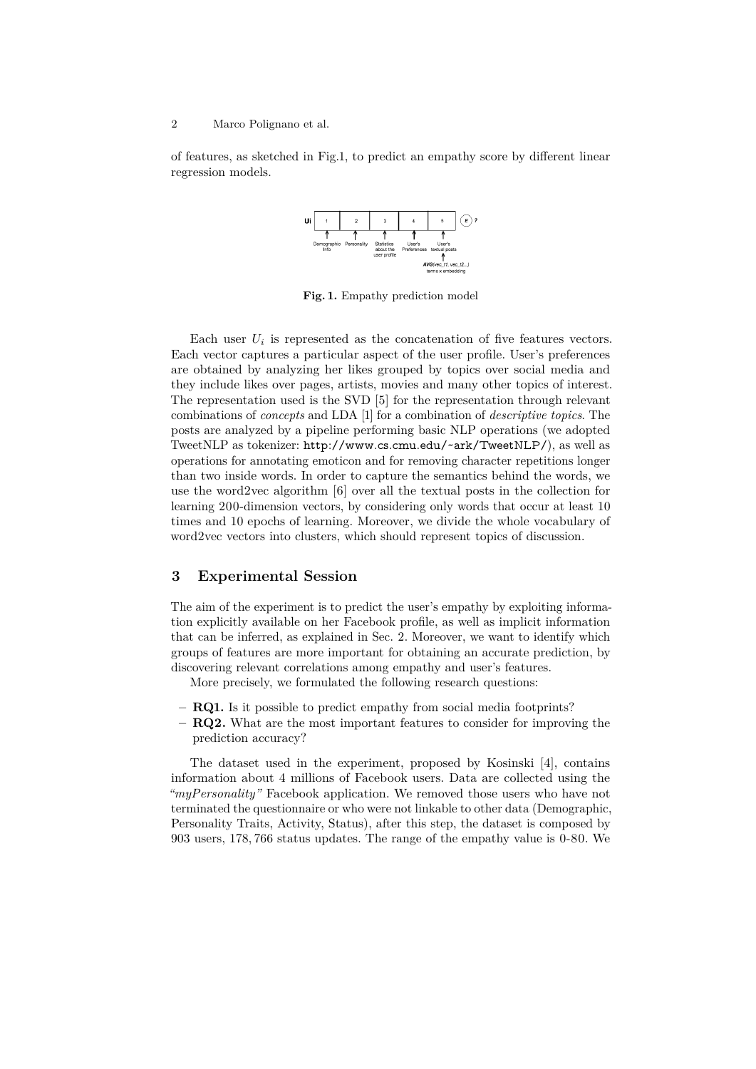of features, as sketched in Fig.1, to predict an empathy score by different linear regression models.

**Fig. 1.** Empathy prediction model

Each user $U_i$ is represented as the concatenation of five features vectors. Each vector captures a particular aspect of the user profile. User's preferences are obtained by analyzing her likes grouped by topics over social media and they include likes over pages, artists, movies and many other topics of interest. The representation used is the SVD [5] for the representation through relevant combinations of *concepts* and LDA [1] for a combination of *descriptive topics*. The posts are analyzed by a pipeline performing basic NLP operations (we adopted TweetNLP as tokenizer: http://www.cs.cmu.edu/~ark/TweetNLP/), as well as operations for annotating emoticon and for removing character repetitions longer than two inside words. In order to capture the semantics behind the words, we use the word2vec algorithm [6] over all the textual posts in the collection for learning 200-dimension vectors, by considering only words that occur at least 10 times and 10 epochs of learning. Moreover, we divide the whole vocabulary of word2vec vectors into clusters, which should represent topics of discussion.

## 3 Experimental Session

The aim of the experiment is to predict the user's empathy by exploiting information explicitly available on her Facebook profile, as well as implicit information that can be inferred, as explained in Sec. 2. Moreover, we want to identify which groups of features are more important for obtaining an accurate prediction, by discovering relevant correlations among empathy and user's features.

More precisely, we formulated the following research questions:

- **RQ1.** Is it possible to predict empathy from social media footprints?
- **RQ2.** What are the most important features to consider for improving the prediction accuracy?

The dataset used in the experiment, proposed by Kosinski [4], contains information about 4 millions of Facebook users. Data are collected using the *"myPersonality"* Facebook application. We removed those users who have not terminated the questionnaire or who were not linkable to other data (Demographic, Personality Traits, Activity, Status), after this step, the dataset is composed by 903 users, 178,766 status updates. The range of the empathy value is 0-80. We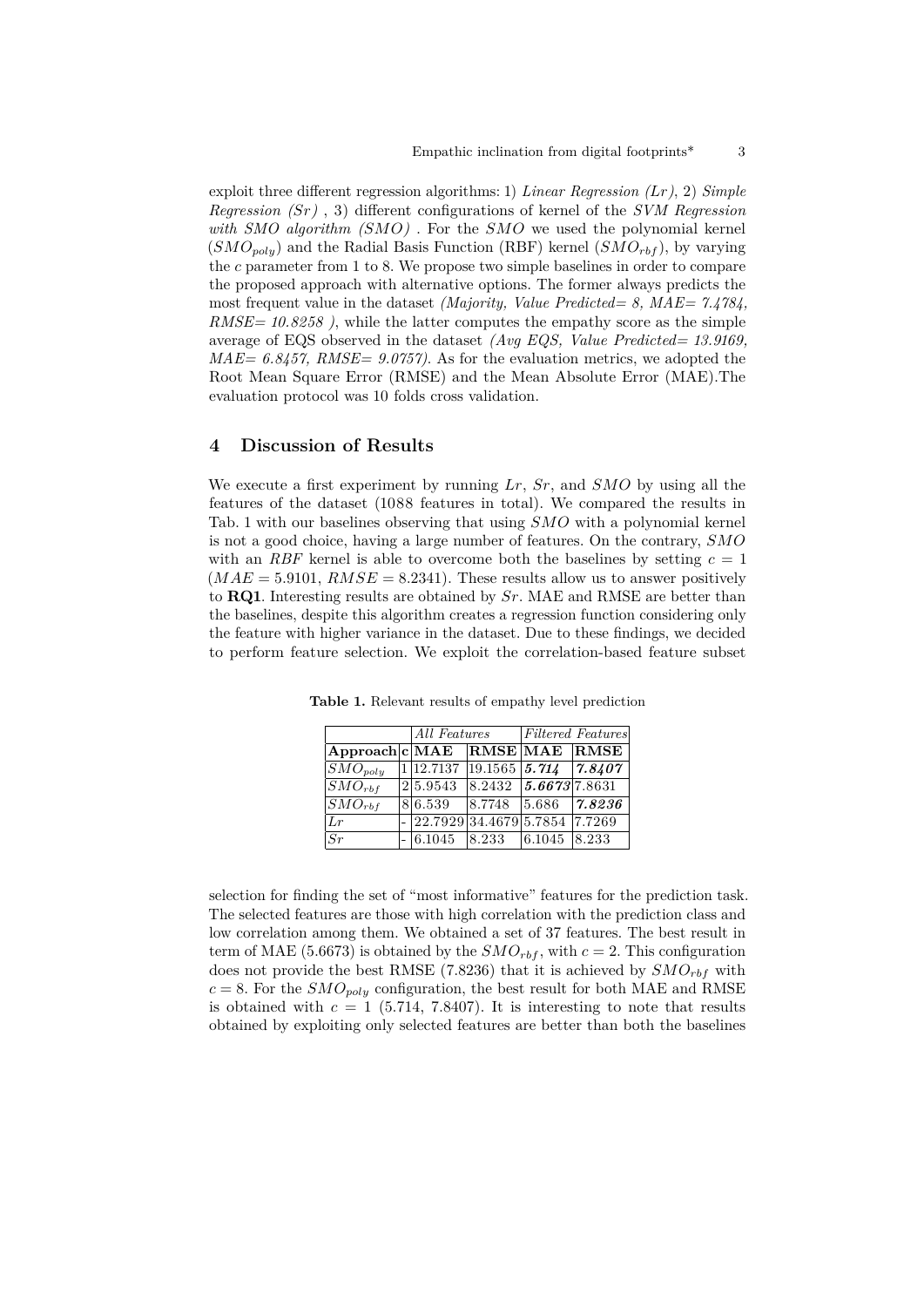exploit three different regression algorithms: 1) *Linear Regression (Lr)*, 2) *Simple Regression (Sr)* , 3) different configurations of kernel of the *SVM Regression with SMO algorithm (SMO)* . For the *SMO* we used the polynomial kernel ($SMO_{poly}$) and the Radial Basis Function (RBF) kernel ($SMO_{rbf}$), by varying the *c* parameter from 1 to 8. We propose two simple baselines in order to compare the proposed approach with alternative options. The former always predicts the most frequent value in the dataset *(Majority, Value Predicted= 8, MAE= 7.4784, RMSE= 10.8258 )*, while the latter computes the empathy score as the simple average of EQS observed in the dataset *(Avg EQS, Value Predicted= 13.9169, MAE= 6.8457, RMSE= 9.0757)*. As for the evaluation metrics, we adopted the Root Mean Square Error (RMSE) and the Mean Absolute Error (MAE).The evaluation protocol was 10 folds cross validation.

## 4 Discussion of Results

We execute a first experiment by running *Lr*, *Sr*, and *SMO* by using all the features of the dataset (1088 features in total). We compared the results in Tab. 1 with our baselines observing that using *SMO* with a polynomial kernel is not a good choice, having a large number of features. On the contrary, *SMO* with an *RBF* kernel is able to overcome both the baselines by setting $c = 1$ ($MAE = 5.9101$, $RMSE = 8.2341$). These results allow us to answer positively to **RQ1**. Interesting results are obtained by *Sr*. MAE and RMSE are better than the baselines, despite this algorithm creates a regression function considering only the feature with higher variance in the dataset. Due to these findings, we decided to perform feature selection. We exploit the correlation-based feature subset

**Table 1.** Relevant results of empathy level prediction

| | | *All Features* | | *Filtered Features* | |
|---|---|---|---|---|---|
| **Approach** | **c** | **MAE** | **RMSE** | **MAE** | **RMSE** |
| $SMO_{poly}$ | 1 | 12.7137 | 19.1565 | ***5.714*** | ***7.8407*** |
| $SMO_{rbf}$ | 2 | 5.9543 | 8.2432 | ***5.6673*** | 7.8631 |
| $SMO_{rbf}$ | 8 | 6.539 | 8.7748 | 5.686 | ***7.8236*** |
| *Lr* | - | 22.7929 | 34.4679 | 5.7854 | 7.7269 |
| *Sr* | - | 6.1045 | 8.233 | 6.1045 | 8.233 |

selection for finding the set of "most informative" features for the prediction task. The selected features are those with high correlation with the prediction class and low correlation among them. We obtained a set of 37 features. The best result in term of MAE (5.6673) is obtained by the $SMO_{rbf}$, with $c = 2$. This configuration does not provide the best RMSE (7.8236) that it is achieved by $SMO_{rbf}$ with $c = 8$. For the $SMO_{poly}$ configuration, the best result for both MAE and RMSE is obtained with $c = 1$ (5.714, 7.8407). It is interesting to note that results obtained by exploiting only selected features are better than both the baselines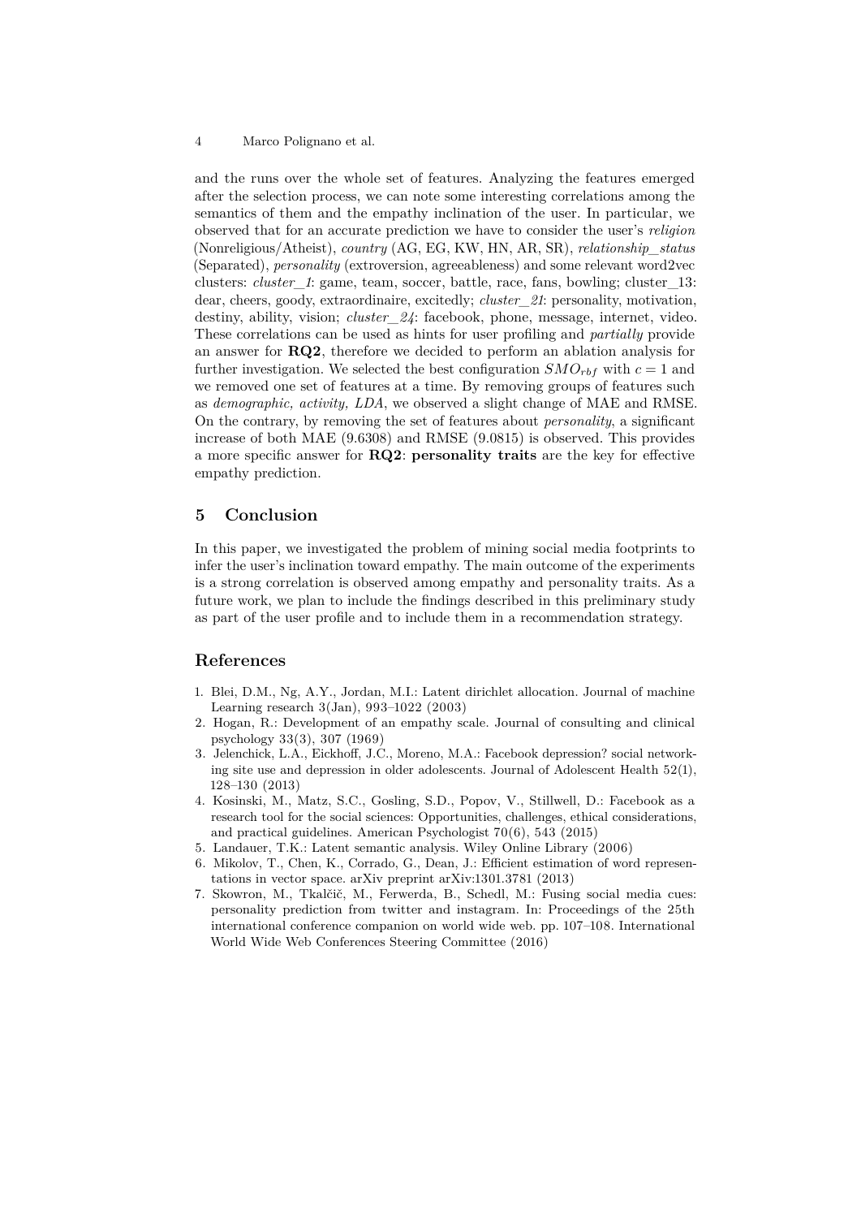and the runs over the whole set of features. Analyzing the features emerged after the selection process, we can note some interesting correlations among the semantics of them and the empathy inclination of the user. In particular, we observed that for an accurate prediction we have to consider the user's *religion* (Nonreligious/Atheist), *country* (AG, EG, KW, HN, AR, SR), *relationship_status* (Separated), *personality* (extroversion, agreeableness) and some relevant word2vec clusters: *cluster_1*: game, team, soccer, battle, race, fans, bowling; cluster_13: dear, cheers, goody, extraordinaire, excitedly; *cluster_21*: personality, motivation, destiny, ability, vision; *cluster_24*: facebook, phone, message, internet, video. These correlations can be used as hints for user profiling and *partially* provide an answer for **RQ2**, therefore we decided to perform an ablation analysis for further investigation. We selected the best configuration $SMO_{rbf}$ with $c = 1$ and we removed one set of features at a time. By removing groups of features such as *demographic, activity, LDA*, we observed a slight change of MAE and RMSE. On the contrary, by removing the set of features about *personality*, a significant increase of both MAE (9.6308) and RMSE (9.0815) is observed. This provides a more specific answer for **RQ2**: **personality traits** are the key for effective empathy prediction.

## 5 Conclusion

In this paper, we investigated the problem of mining social media footprints to infer the user's inclination toward empathy. The main outcome of the experiments is a strong correlation is observed among empathy and personality traits. As a future work, we plan to include the findings described in this preliminary study as part of the user profile and to include them in a recommendation strategy.

## References

1. Blei, D.M., Ng, A.Y., Jordan, M.I.: Latent dirichlet allocation. Journal of machine Learning research 3(Jan), 993–1022 (2003)
2. Hogan, R.: Development of an empathy scale. Journal of consulting and clinical psychology 33(3), 307 (1969)
3. Jelenchick, L.A., Eickhoff, J.C., Moreno, M.A.: Facebook depression? social networking site use and depression in older adolescents. Journal of Adolescent Health 52(1), 128–130 (2013)
4. Kosinski, M., Matz, S.C., Gosling, S.D., Popov, V., Stillwell, D.: Facebook as a research tool for the social sciences: Opportunities, challenges, ethical considerations, and practical guidelines. American Psychologist 70(6), 543 (2015)
5. Landauer, T.K.: Latent semantic analysis. Wiley Online Library (2006)
6. Mikolov, T., Chen, K., Corrado, G., Dean, J.: Efficient estimation of word representations in vector space. arXiv preprint arXiv:1301.3781 (2013)
7. Skowron, M., Tkalčič, M., Ferwerda, B., Schedl, M.: Fusing social media cues: personality prediction from twitter and instagram. In: Proceedings of the 25th international conference companion on world wide web. pp. 107–108. International World Wide Web Conferences Steering Committee (2016)